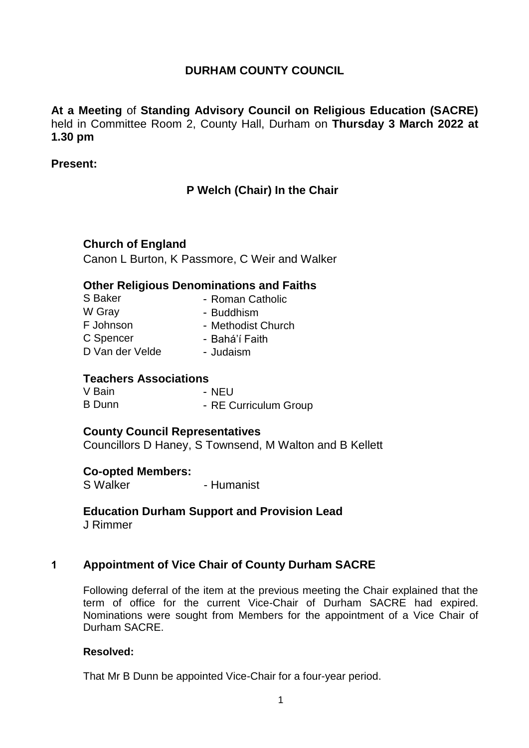# DURHAM COUNTY COUNCIL

**At a Meeting** of **Standing Advisory Council on Religious Education (SACRE)** held in Committee Room 2, County Hall, Durham on **Thursday 3 March 2022 at 1.30 pm**

**Present:**

**P Welch (Chair) In the Chair**

### Church of England

Canon L Burton, K Passmore, C Weir and Walker

### Other Religious Denominations and Faiths

| | |
|---|---|
| S Baker | - Roman Catholic |
| W Gray | - Buddhism |
| F Johnson | - Methodist Church |
| C Spencer | - Bahá'í Faith |
| D Van der Velde | - Judaism |

### Teachers Associations

| | |
|---|---|
| V Bain | - NEU |
| B Dunn | - RE Curriculum Group |

### County Council Representatives

Councillors D Haney, S Townsend, M Walton and B Kellett

### Co-opted Members:

S Walker - Humanist

### Education Durham Support and Provision Lead

J Rimmer

## 1 Appointment of Vice Chair of County Durham SACRE

Following deferral of the item at the previous meeting the Chair explained that the term of office for the current Vice-Chair of Durham SACRE had expired. Nominations were sought from Members for the appointment of a Vice Chair of Durham SACRE.

**Resolved:**

That Mr B Dunn be appointed Vice-Chair for a four-year period.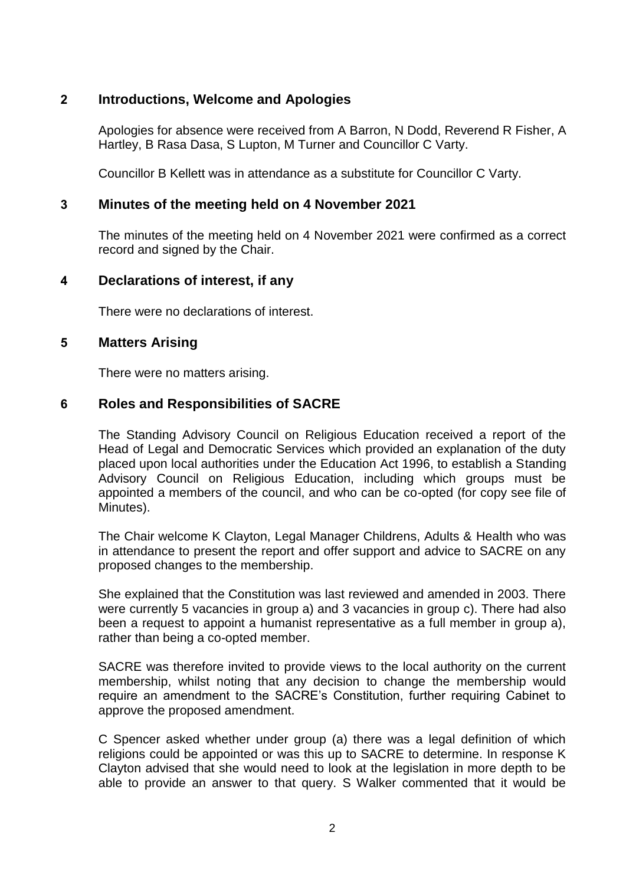## 2 Introductions, Welcome and Apologies

Apologies for absence were received from A Barron, N Dodd, Reverend R Fisher, A Hartley, B Rasa Dasa, S Lupton, M Turner and Councillor C Varty.

Councillor B Kellett was in attendance as a substitute for Councillor C Varty.

## 3 Minutes of the meeting held on 4 November 2021

The minutes of the meeting held on 4 November 2021 were confirmed as a correct record and signed by the Chair.

## 4 Declarations of interest, if any

There were no declarations of interest.

## 5 Matters Arising

There were no matters arising.

## 6 Roles and Responsibilities of SACRE

The Standing Advisory Council on Religious Education received a report of the Head of Legal and Democratic Services which provided an explanation of the duty placed upon local authorities under the Education Act 1996, to establish a Standing Advisory Council on Religious Education, including which groups must be appointed a members of the council, and who can be co-opted (for copy see file of Minutes).

The Chair welcome K Clayton, Legal Manager Childrens, Adults & Health who was in attendance to present the report and offer support and advice to SACRE on any proposed changes to the membership.

She explained that the Constitution was last reviewed and amended in 2003. There were currently 5 vacancies in group a) and 3 vacancies in group c). There had also been a request to appoint a humanist representative as a full member in group a), rather than being a co-opted member.

SACRE was therefore invited to provide views to the local authority on the current membership, whilst noting that any decision to change the membership would require an amendment to the SACRE's Constitution, further requiring Cabinet to approve the proposed amendment.

C Spencer asked whether under group (a) there was a legal definition of which religions could be appointed or was this up to SACRE to determine. In response K Clayton advised that she would need to look at the legislation in more depth to be able to provide an answer to that query. S Walker commented that it would be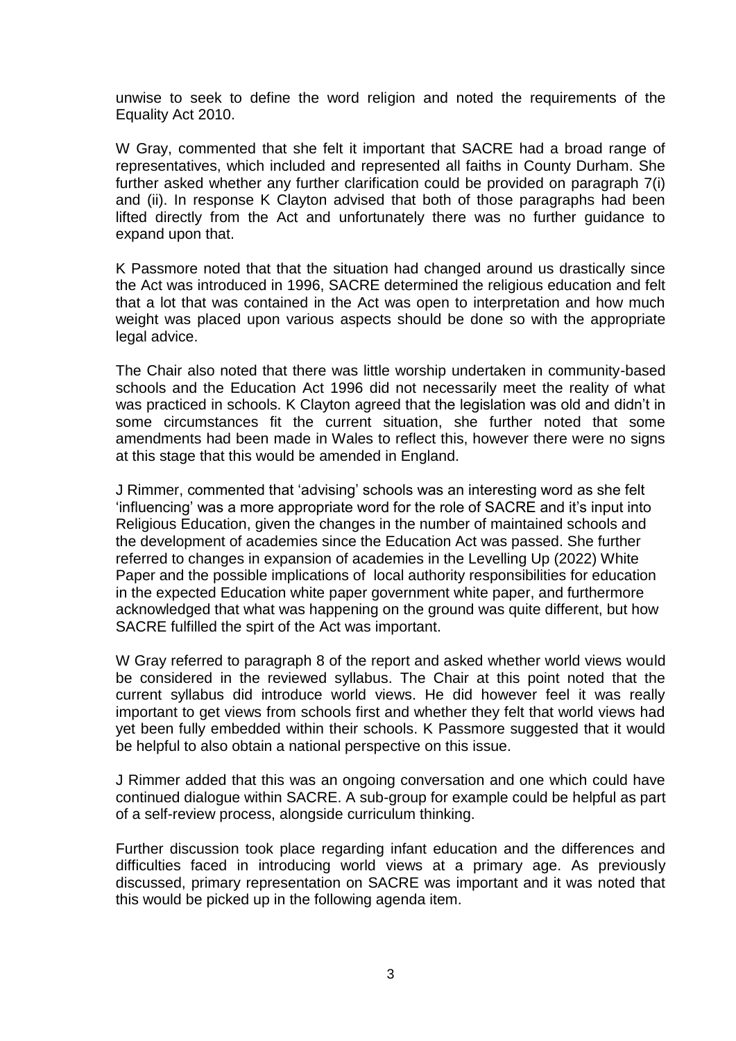unwise to seek to define the word religion and noted the requirements of the Equality Act 2010.

W Gray, commented that she felt it important that SACRE had a broad range of representatives, which included and represented all faiths in County Durham. She further asked whether any further clarification could be provided on paragraph 7(i) and (ii). In response K Clayton advised that both of those paragraphs had been lifted directly from the Act and unfortunately there was no further guidance to expand upon that.

K Passmore noted that that the situation had changed around us drastically since the Act was introduced in 1996, SACRE determined the religious education and felt that a lot that was contained in the Act was open to interpretation and how much weight was placed upon various aspects should be done so with the appropriate legal advice.

The Chair also noted that there was little worship undertaken in community-based schools and the Education Act 1996 did not necessarily meet the reality of what was practiced in schools. K Clayton agreed that the legislation was old and didn't in some circumstances fit the current situation, she further noted that some amendments had been made in Wales to reflect this, however there were no signs at this stage that this would be amended in England.

J Rimmer, commented that 'advising' schools was an interesting word as she felt 'influencing' was a more appropriate word for the role of SACRE and it's input into Religious Education, given the changes in the number of maintained schools and the development of academies since the Education Act was passed. She further referred to changes in expansion of academies in the Levelling Up (2022) White Paper and the possible implications of local authority responsibilities for education in the expected Education white paper government white paper, and furthermore acknowledged that what was happening on the ground was quite different, but how SACRE fulfilled the spirt of the Act was important.

W Gray referred to paragraph 8 of the report and asked whether world views would be considered in the reviewed syllabus. The Chair at this point noted that the current syllabus did introduce world views. He did however feel it was really important to get views from schools first and whether they felt that world views had yet been fully embedded within their schools. K Passmore suggested that it would be helpful to also obtain a national perspective on this issue.

J Rimmer added that this was an ongoing conversation and one which could have continued dialogue within SACRE. A sub-group for example could be helpful as part of a self-review process, alongside curriculum thinking.

Further discussion took place regarding infant education and the differences and difficulties faced in introducing world views at a primary age. As previously discussed, primary representation on SACRE was important and it was noted that this would be picked up in the following agenda item.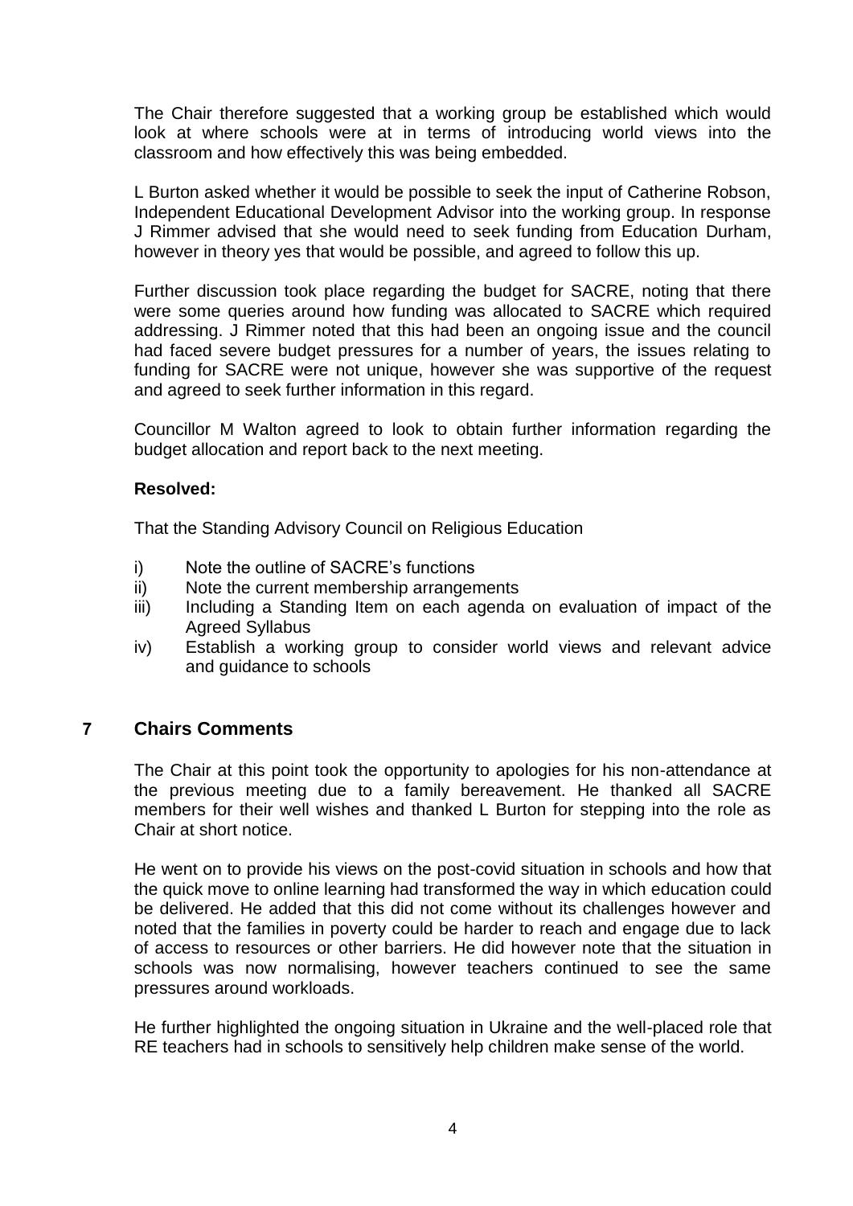The Chair therefore suggested that a working group be established which would look at where schools were at in terms of introducing world views into the classroom and how effectively this was being embedded.

L Burton asked whether it would be possible to seek the input of Catherine Robson, Independent Educational Development Advisor into the working group. In response J Rimmer advised that she would need to seek funding from Education Durham, however in theory yes that would be possible, and agreed to follow this up.

Further discussion took place regarding the budget for SACRE, noting that there were some queries around how funding was allocated to SACRE which required addressing. J Rimmer noted that this had been an ongoing issue and the council had faced severe budget pressures for a number of years, the issues relating to funding for SACRE were not unique, however she was supportive of the request and agreed to seek further information in this regard.

Councillor M Walton agreed to look to obtain further information regarding the budget allocation and report back to the next meeting.

**Resolved:**

That the Standing Advisory Council on Religious Education

i) Note the outline of SACRE's functions
ii) Note the current membership arrangements
iii) Including a Standing Item on each agenda on evaluation of impact of the Agreed Syllabus
iv) Establish a working group to consider world views and relevant advice and guidance to schools

## 7 Chairs Comments

The Chair at this point took the opportunity to apologies for his non-attendance at the previous meeting due to a family bereavement. He thanked all SACRE members for their well wishes and thanked L Burton for stepping into the role as Chair at short notice.

He went on to provide his views on the post-covid situation in schools and how that the quick move to online learning had transformed the way in which education could be delivered. He added that this did not come without its challenges however and noted that the families in poverty could be harder to reach and engage due to lack of access to resources or other barriers. He did however note that the situation in schools was now normalising, however teachers continued to see the same pressures around workloads.

He further highlighted the ongoing situation in Ukraine and the well-placed role that RE teachers had in schools to sensitively help children make sense of the world.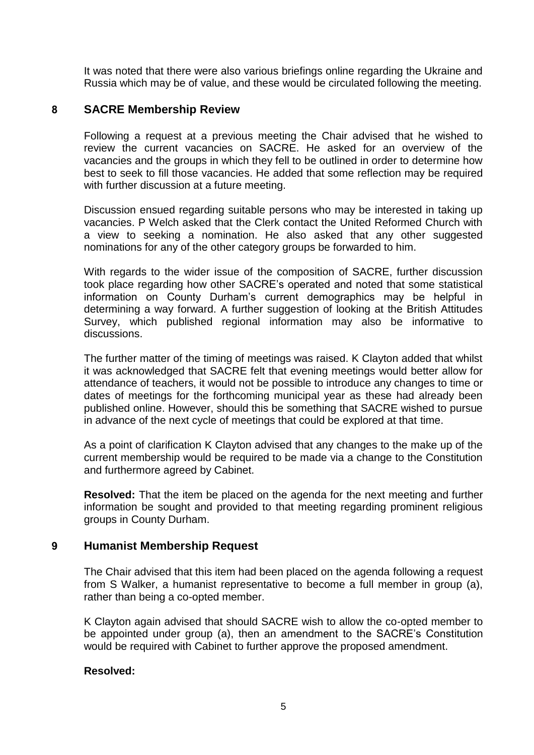It was noted that there were also various briefings online regarding the Ukraine and Russia which may be of value, and these would be circulated following the meeting.

## 8 SACRE Membership Review

Following a request at a previous meeting the Chair advised that he wished to review the current vacancies on SACRE. He asked for an overview of the vacancies and the groups in which they fell to be outlined in order to determine how best to seek to fill those vacancies. He added that some reflection may be required with further discussion at a future meeting.

Discussion ensued regarding suitable persons who may be interested in taking up vacancies. P Welch asked that the Clerk contact the United Reformed Church with a view to seeking a nomination. He also asked that any other suggested nominations for any of the other category groups be forwarded to him.

With regards to the wider issue of the composition of SACRE, further discussion took place regarding how other SACRE's operated and noted that some statistical information on County Durham's current demographics may be helpful in determining a way forward. A further suggestion of looking at the British Attitudes Survey, which published regional information may also be informative to discussions.

The further matter of the timing of meetings was raised. K Clayton added that whilst it was acknowledged that SACRE felt that evening meetings would better allow for attendance of teachers, it would not be possible to introduce any changes to time or dates of meetings for the forthcoming municipal year as these had already been published online. However, should this be something that SACRE wished to pursue in advance of the next cycle of meetings that could be explored at that time.

As a point of clarification K Clayton advised that any changes to the make up of the current membership would be required to be made via a change to the Constitution and furthermore agreed by Cabinet.

**Resolved:** That the item be placed on the agenda for the next meeting and further information be sought and provided to that meeting regarding prominent religious groups in County Durham.

## 9 Humanist Membership Request

The Chair advised that this item had been placed on the agenda following a request from S Walker, a humanist representative to become a full member in group (a), rather than being a co-opted member.

K Clayton again advised that should SACRE wish to allow the co-opted member to be appointed under group (a), then an amendment to the SACRE's Constitution would be required with Cabinet to further approve the proposed amendment.

**Resolved:**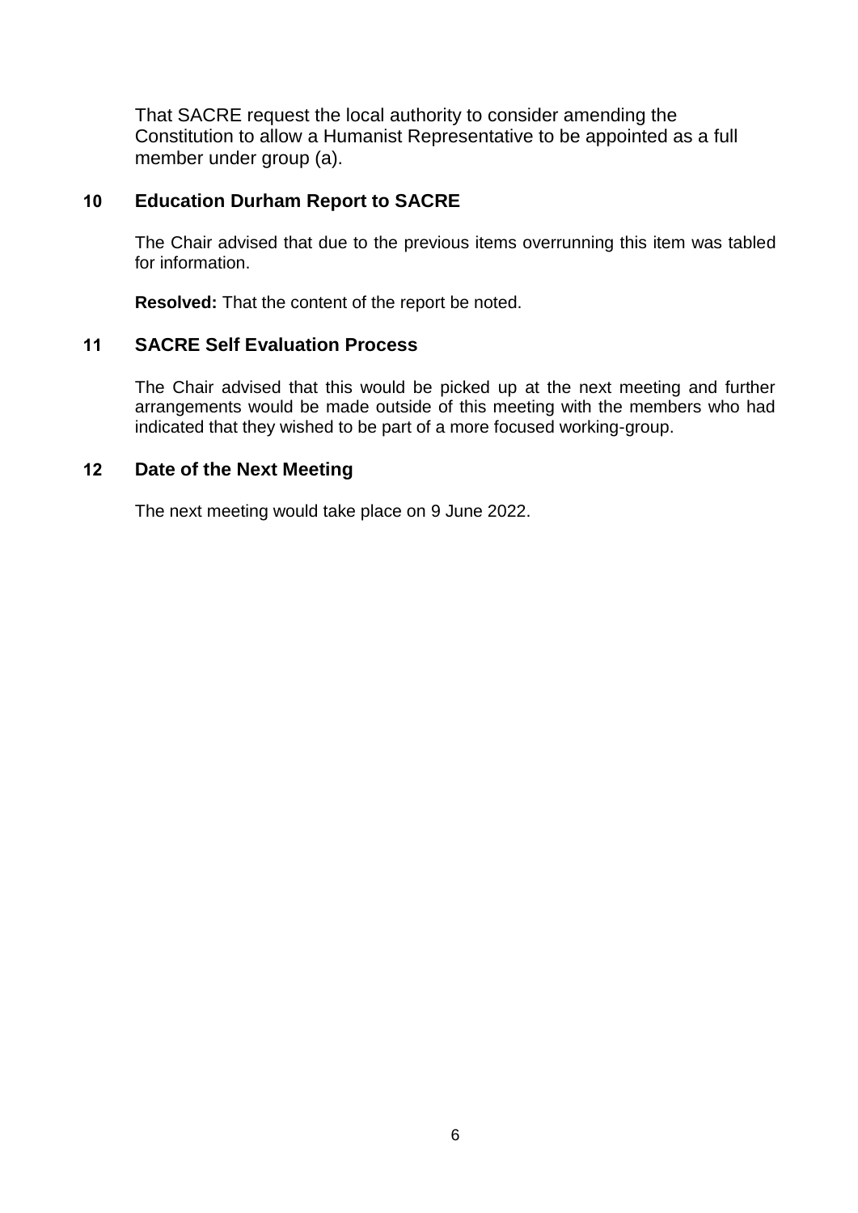That SACRE request the local authority to consider amending the Constitution to allow a Humanist Representative to be appointed as a full member under group (a).

## 10 Education Durham Report to SACRE

The Chair advised that due to the previous items overrunning this item was tabled for information.

**Resolved:** That the content of the report be noted.

## 11 SACRE Self Evaluation Process

The Chair advised that this would be picked up at the next meeting and further arrangements would be made outside of this meeting with the members who had indicated that they wished to be part of a more focused working-group.

## 12 Date of the Next Meeting

The next meeting would take place on 9 June 2022.